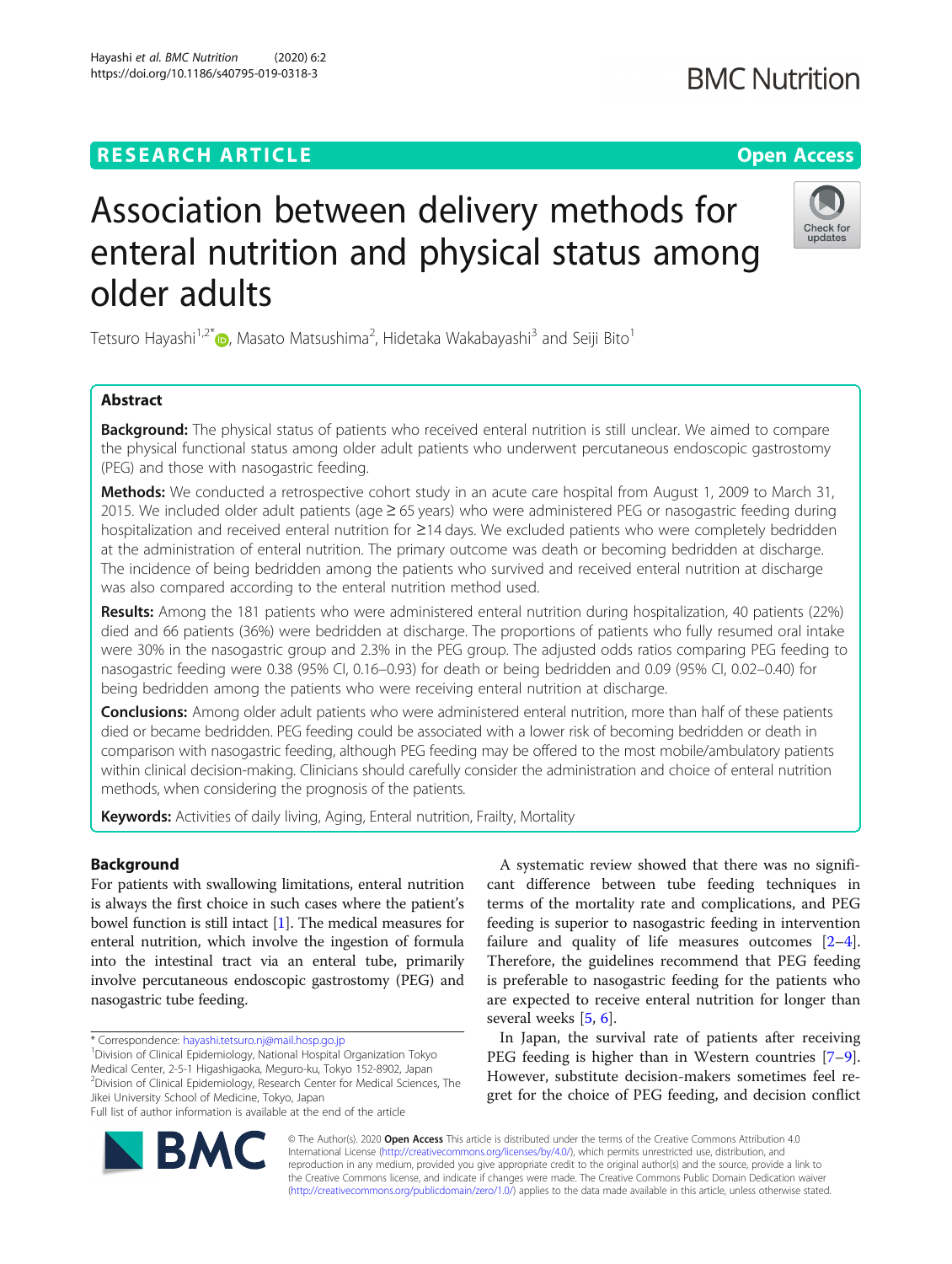# Association between delivery methods for enteral nutrition and physical status among older adults

Tetsuro Hayashi[1,2*], Masato Matsushima[2], Hidetaka Wakabayashi[3] and Seiji Bito[1]

## Abstract

**Background:** The physical status of patients who received enteral nutrition is still unclear. We aimed to compare the physical functional status among older adult patients who underwent percutaneous endoscopic gastrostomy (PEG) and those with nasogastric feeding.

**Methods:** We conducted a retrospective cohort study in an acute care hospital from August 1, 2009 to March 31, 2015. We included older adult patients (age ≥ 65 years) who were administered PEG or nasogastric feeding during hospitalization and received enteral nutrition for ≥14 days. We excluded patients who were completely bedridden at the administration of enteral nutrition. The primary outcome was death or becoming bedridden at discharge. The incidence of being bedridden among the patients who survived and received enteral nutrition at discharge was also compared according to the enteral nutrition method used.

**Results:** Among the 181 patients who were administered enteral nutrition during hospitalization, 40 patients (22%) died and 66 patients (36%) were bedridden at discharge. The proportions of patients who fully resumed oral intake were 30% in the nasogastric group and 2.3% in the PEG group. The adjusted odds ratios comparing PEG feeding to nasogastric feeding were 0.38 (95% CI, 0.16–0.93) for death or being bedridden and 0.09 (95% CI, 0.02–0.40) for being bedridden among the patients who were receiving enteral nutrition at discharge.

**Conclusions:** Among older adult patients who were administered enteral nutrition, more than half of these patients died or became bedridden. PEG feeding could be associated with a lower risk of becoming bedridden or death in comparison with nasogastric feeding, although PEG feeding may be offered to the most mobile/ambulatory patients within clinical decision-making. Clinicians should carefully consider the administration and choice of enteral nutrition methods, when considering the prognosis of the patients.

**Keywords:** Activities of daily living, Aging, Enteral nutrition, Frailty, Mortality

## Background

For patients with swallowing limitations, enteral nutrition is always the first choice in such cases where the patient's bowel function is still intact [1]. The medical measures for enteral nutrition, which involve the ingestion of formula into the intestinal tract via an enteral tube, primarily involve percutaneous endoscopic gastrostomy (PEG) and nasogastric tube feeding.

A systematic review showed that there was no significant difference between tube feeding techniques in terms of the mortality rate and complications, and PEG feeding is superior to nasogastric feeding in intervention failure and quality of life measures outcomes [2–4]. Therefore, the guidelines recommend that PEG feeding is preferable to nasogastric feeding for the patients who are expected to receive enteral nutrition for longer than several weeks [5, 6].

In Japan, the survival rate of patients after receiving PEG feeding is higher than in Western countries [7–9]. However, substitute decision-makers sometimes feel regret for the choice of PEG feeding, and decision conflict

\* Correspondence: hayashi.tetsuro.nj@mail.hosp.go.jp
[1]Division of Clinical Epidemiology, National Hospital Organization Tokyo Medical Center, 2-5-1 Higashigaoka, Meguro-ku, Tokyo 152-8902, Japan
[2]Division of Clinical Epidemiology, Research Center for Medical Sciences, The Jikei University School of Medicine, Tokyo, Japan
Full list of author information is available at the end of the article

© The Author(s). 2020 **Open Access** This article is distributed under the terms of the Creative Commons Attribution 4.0 International License (http://creativecommons.org/licenses/by/4.0/), which permits unrestricted use, distribution, and reproduction in any medium, provided you give appropriate credit to the original author(s) and the source, provide a link to the Creative Commons license, and indicate if changes were made. The Creative Commons Public Domain Dedication waiver (http://creativecommons.org/publicdomain/zero/1.0/) applies to the data made available in this article, unless otherwise stated.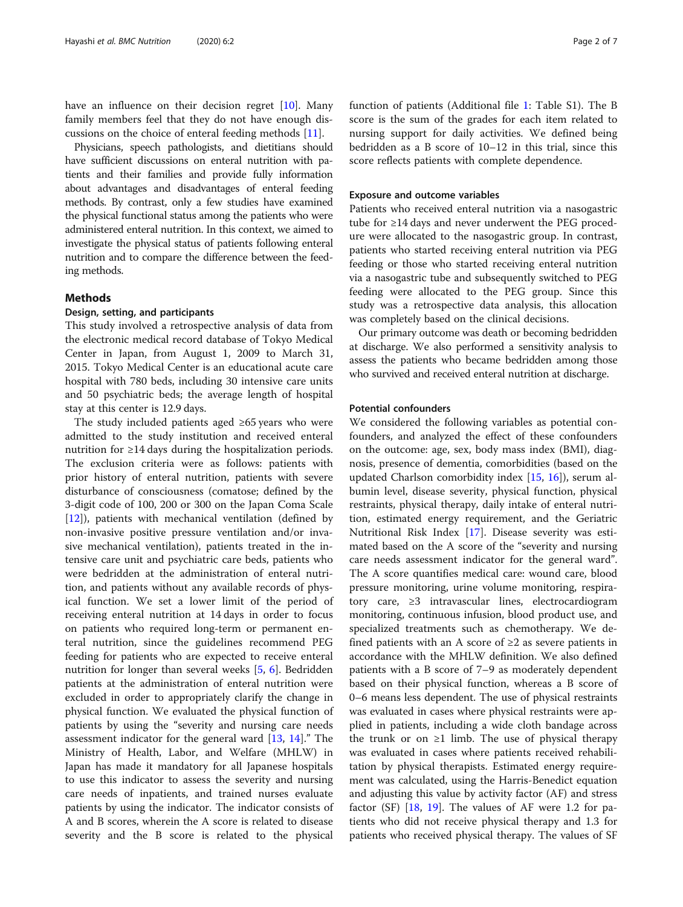have an influence on their decision regret [10]. Many family members feel that they do not have enough discussions on the choice of enteral feeding methods [11].

Physicians, speech pathologists, and dietitians should have sufficient discussions on enteral nutrition with patients and their families and provide fully information about advantages and disadvantages of enteral feeding methods. By contrast, only a few studies have examined the physical functional status among the patients who were administered enteral nutrition. In this context, we aimed to investigate the physical status of patients following enteral nutrition and to compare the difference between the feeding methods.

## Methods

### Design, setting, and participants

This study involved a retrospective analysis of data from the electronic medical record database of Tokyo Medical Center in Japan, from August 1, 2009 to March 31, 2015. Tokyo Medical Center is an educational acute care hospital with 780 beds, including 30 intensive care units and 50 psychiatric beds; the average length of hospital stay at this center is 12.9 days.

The study included patients aged ≥65 years who were admitted to the study institution and received enteral nutrition for ≥14 days during the hospitalization periods. The exclusion criteria were as follows: patients with prior history of enteral nutrition, patients with severe disturbance of consciousness (comatose; defined by the 3-digit code of 100, 200 or 300 on the Japan Coma Scale [12]), patients with mechanical ventilation (defined by non-invasive positive pressure ventilation and/or invasive mechanical ventilation), patients treated in the intensive care unit and psychiatric care beds, patients who were bedridden at the administration of enteral nutrition, and patients without any available records of physical function. We set a lower limit of the period of receiving enteral nutrition at 14 days in order to focus on patients who required long-term or permanent enteral nutrition, since the guidelines recommend PEG feeding for patients who are expected to receive enteral nutrition for longer than several weeks [5, 6]. Bedridden patients at the administration of enteral nutrition were excluded in order to appropriately clarify the change in physical function. We evaluated the physical function of patients by using the "severity and nursing care needs assessment indicator for the general ward [13, 14]." The Ministry of Health, Labor, and Welfare (MHLW) in Japan has made it mandatory for all Japanese hospitals to use this indicator to assess the severity and nursing care needs of inpatients, and trained nurses evaluate patients by using the indicator. The indicator consists of A and B scores, wherein the A score is related to disease severity and the B score is related to the physical function of patients (Additional file 1: Table S1). The B score is the sum of the grades for each item related to nursing support for daily activities. We defined being bedridden as a B score of 10–12 in this trial, since this score reflects patients with complete dependence.

### Exposure and outcome variables

Patients who received enteral nutrition via a nasogastric tube for ≥14 days and never underwent the PEG procedure were allocated to the nasogastric group. In contrast, patients who started receiving enteral nutrition via PEG feeding or those who started receiving enteral nutrition via a nasogastric tube and subsequently switched to PEG feeding were allocated to the PEG group. Since this study was a retrospective data analysis, this allocation was completely based on the clinical decisions.

Our primary outcome was death or becoming bedridden at discharge. We also performed a sensitivity analysis to assess the patients who became bedridden among those who survived and received enteral nutrition at discharge.

### Potential confounders

We considered the following variables as potential confounders, and analyzed the effect of these confounders on the outcome: age, sex, body mass index (BMI), diagnosis, presence of dementia, comorbidities (based on the updated Charlson comorbidity index [15, 16]), serum albumin level, disease severity, physical function, physical restraints, physical therapy, daily intake of enteral nutrition, estimated energy requirement, and the Geriatric Nutritional Risk Index [17]. Disease severity was estimated based on the A score of the "severity and nursing care needs assessment indicator for the general ward". The A score quantifies medical care: wound care, blood pressure monitoring, urine volume monitoring, respiratory care, ≥3 intravascular lines, electrocardiogram monitoring, continuous infusion, blood product use, and specialized treatments such as chemotherapy. We defined patients with an A score of ≥2 as severe patients in accordance with the MHLW definition. We also defined patients with a B score of 7–9 as moderately dependent based on their physical function, whereas a B score of 0–6 means less dependent. The use of physical restraints was evaluated in cases where physical restraints were applied in patients, including a wide cloth bandage across the trunk or on ≥1 limb. The use of physical therapy was evaluated in cases where patients received rehabilitation by physical therapists. Estimated energy requirement was calculated, using the Harris-Benedict equation and adjusting this value by activity factor (AF) and stress factor (SF) [18, 19]. The values of AF were 1.2 for patients who did not receive physical therapy and 1.3 for patients who received physical therapy. The values of SF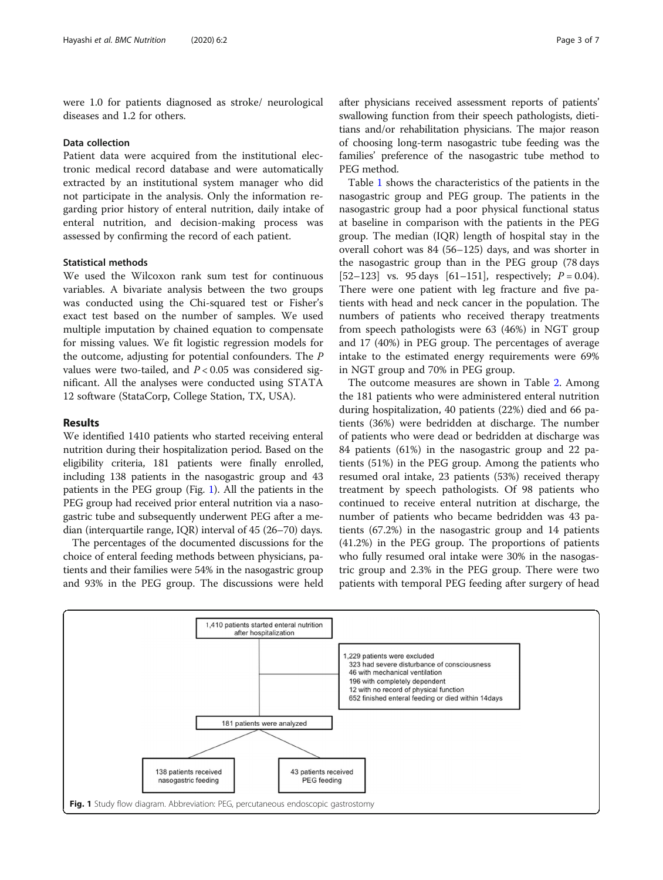were 1.0 for patients diagnosed as stroke/ neurological diseases and 1.2 for others.

### Data collection

Patient data were acquired from the institutional electronic medical record database and were automatically extracted by an institutional system manager who did not participate in the analysis. Only the information regarding prior history of enteral nutrition, daily intake of enteral nutrition, and decision-making process was assessed by confirming the record of each patient.

### Statistical methods

We used the Wilcoxon rank sum test for continuous variables. A bivariate analysis between the two groups was conducted using the Chi-squared test or Fisher's exact test based on the number of samples. We used multiple imputation by chained equation to compensate for missing values. We fit logistic regression models for the outcome, adjusting for potential confounders. The $P$ values were two-tailed, and $P < 0.05$ was considered significant. All the analyses were conducted using STATA 12 software (StataCorp, College Station, TX, USA).

## Results

We identified 1410 patients who started receiving enteral nutrition during their hospitalization period. Based on the eligibility criteria, 181 patients were finally enrolled, including 138 patients in the nasogastric group and 43 patients in the PEG group (Fig. 1). All the patients in the PEG group had received prior enteral nutrition via a nasogastric tube and subsequently underwent PEG after a median (interquartile range, IQR) interval of 45 (26–70) days.

The percentages of the documented discussions for the choice of enteral feeding methods between physicians, patients and their families were 54% in the nasogastric group and 93% in the PEG group. The discussions were held after physicians received assessment reports of patients' swallowing function from their speech pathologists, dietitians and/or rehabilitation physicians. The major reason of choosing long-term nasogastric tube feeding was the families' preference of the nasogastric tube method to PEG method.

Table 1 shows the characteristics of the patients in the nasogastric group and PEG group. The patients in the nasogastric group had a poor physical functional status at baseline in comparison with the patients in the PEG group. The median (IQR) length of hospital stay in the overall cohort was 84 (56–125) days, and was shorter in the nasogastric group than in the PEG group (78 days [52–123] vs. 95 days [61–151], respectively; $P = 0.04$). There were one patient with leg fracture and five patients with head and neck cancer in the population. The numbers of patients who received therapy treatments from speech pathologists were 63 (46%) in NGT group and 17 (40%) in PEG group. The percentages of average intake to the estimated energy requirements were 69% in NGT group and 70% in PEG group.

The outcome measures are shown in Table 2. Among the 181 patients who were administered enteral nutrition during hospitalization, 40 patients (22%) died and 66 patients (36%) were bedridden at discharge. The number of patients who were dead or bedridden at discharge was 84 patients (61%) in the nasogastric group and 22 patients (51%) in the PEG group. Among the patients who resumed oral intake, 23 patients (53%) received therapy treatment by speech pathologists. Of 98 patients who continued to receive enteral nutrition at discharge, the number of patients who became bedridden was 43 patients (67.2%) in the nasogastric group and 14 patients (41.2%) in the PEG group. The proportions of patients who fully resumed oral intake were 30% in the nasogastric group and 2.3% in the PEG group. There were two patients with temporal PEG feeding after surgery of head

1,410 patients started enteral nutrition after hospitalization

1,229 patients were excluded
- 323 had severe disturbance of consciousness
- 46 with mechanical ventilation
- 196 with completely dependent
- 12 with no record of physical function
- 652 finished enteral feeding or died within 14days

181 patients were analyzed

138 patients received nasogastric feeding

43 patients received PEG feeding

**Fig. 1** Study flow diagram. Abbreviation: PEG, percutaneous endoscopic gastrostomy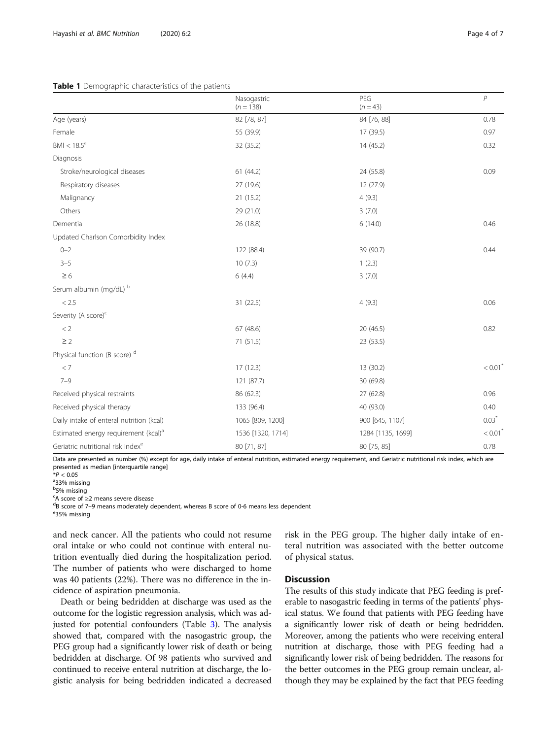**Table 1** Demographic characteristics of the patients

| | Nasogastric ($n = 138$) | PEG ($n = 43$) | $P$ |
|---|---|---|---|
| Age (years) | 82 [78, 87] | 84 [76, 88] | 0.78 |
| Female | 55 (39.9) | 17 (39.5) | 0.97 |
| BMI < 18.5[a] | 32 (35.2) | 14 (45.2) | 0.32 |
| Diagnosis | | | |
| Stroke/neurological diseases | 61 (44.2) | 24 (55.8) | 0.09 |
| Respiratory diseases | 27 (19.6) | 12 (27.9) | |
| Malignancy | 21 (15.2) | 4 (9.3) | |
| Others | 29 (21.0) | 3 (7.0) | |
| Dementia | 26 (18.8) | 6 (14.0) | 0.46 |
| Updated Charlson Comorbidity Index | | | |
| 0–2 | 122 (88.4) | 39 (90.7) | 0.44 |
| 3–5 | 10 (7.3) | 1 (2.3) | |
| ≥ 6 | 6 (4.4) | 3 (7.0) | |
| Serum albumin (mg/dL) [b] | | | |
| < 2.5 | 31 (22.5) | 4 (9.3) | 0.06 |
| Severity (A score)[c] | | | |
| < 2 | 67 (48.6) | 20 (46.5) | 0.82 |
| ≥ 2 | 71 (51.5) | 23 (53.5) | |
| Physical function (B score) [d] | | | |
| < 7 | 17 (12.3) | 13 (30.2) | < 0.01* |
| 7–9 | 121 (87.7) | 30 (69.8) | |
| Received physical restraints | 86 (62.3) | 27 (62.8) | 0.96 |
| Received physical therapy | 133 (96.4) | 40 (93.0) | 0.40 |
| Daily intake of enteral nutrition (kcal) | 1065 [809, 1200] | 900 [645, 1107] | 0.03* |
| Estimated energy requirement (kcal)[a] | 1536 [1320, 1714] | 1284 [1135, 1699] | < 0.01* |
| Geriatric nutritional risk index[e] | 80 [71, 87] | 80 [75, 85] | 0.78 |

Data are presented as number (%) except for age, daily intake of enteral nutrition, estimated energy requirement, and Geriatric nutritional risk index, which are presented as median [interquartile range]

*$P < 0.05$

[a]33% missing

[b]5% missing

[c]A score of ≥2 means severe disease

[d]B score of 7–9 means moderately dependent, whereas B score of 0-6 means less dependent

[e]35% missing

and neck cancer. All the patients who could not resume oral intake or who could not continue with enteral nutrition eventually died during the hospitalization period. The number of patients who were discharged to home was 40 patients (22%). There was no difference in the incidence of aspiration pneumonia.

Death or being bedridden at discharge was used as the outcome for the logistic regression analysis, which was adjusted for potential confounders (Table 3). The analysis showed that, compared with the nasogastric group, the PEG group had a significantly lower risk of death or being bedridden at discharge. Of 98 patients who survived and continued to receive enteral nutrition at discharge, the logistic analysis for being bedridden indicated a decreased risk in the PEG group. The higher daily intake of enteral nutrition was associated with the better outcome of physical status.

## Discussion

The results of this study indicate that PEG feeding is preferable to nasogastric feeding in terms of the patients' physical status. We found that patients with PEG feeding have a significantly lower risk of death or being bedridden. Moreover, among the patients who were receiving enteral nutrition at discharge, those with PEG feeding had a significantly lower risk of being bedridden. The reasons for the better outcomes in the PEG group remain unclear, although they may be explained by the fact that PEG feeding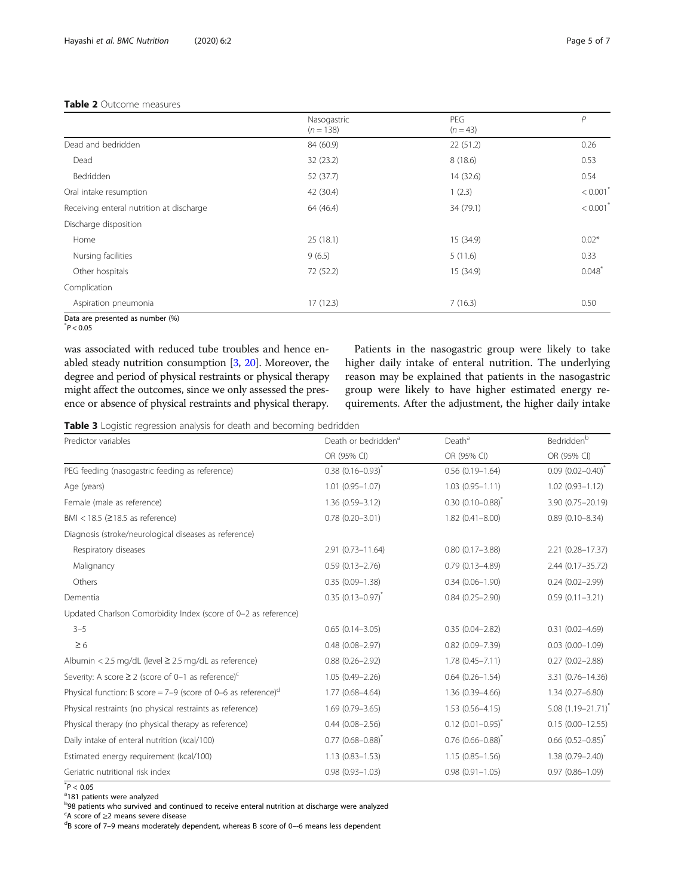**Table 2** Outcome measures

| | Nasogastric ($n = 138$) | PEG ($n = 43$) | $P$ |
|---|---|---|---|
| Dead and bedridden | 84 (60.9) | 22 (51.2) | 0.26 |
| Dead | 32 (23.2) | 8 (18.6) | 0.53 |
| Bedridden | 52 (37.7) | 14 (32.6) | 0.54 |
| Oral intake resumption | 42 (30.4) | 1 (2.3) | $< 0.001^*$ |
| Receiving enteral nutrition at discharge | 64 (46.4) | 34 (79.1) | $< 0.001^*$ |
| Discharge disposition | | | |
| Home | 25 (18.1) | 15 (34.9) | 0.02* |
| Nursing facilities | 9 (6.5) | 5 (11.6) | 0.33 |
| Other hospitals | 72 (52.2) | 15 (34.9) | $0.048^*$ |
| Complication | | | |
| Aspiration pneumonia | 17 (12.3) | 7 (16.3) | 0.50 |

Data are presented as number (%)

$^*P < 0.05$

was associated with reduced tube troubles and hence enabled steady nutrition consumption [3, 20]. Moreover, the degree and period of physical restraints or physical therapy might affect the outcomes, since we only assessed the presence or absence of physical restraints and physical therapy.

Patients in the nasogastric group were likely to take higher daily intake of enteral nutrition. The underlying reason may be explained that patients in the nasogastric group were likely to have higher estimated energy requirements. After the adjustment, the higher daily intake

**Table 3** Logistic regression analysis for death and becoming bedridden

| Predictor variables | Death or bedridden[a] | Death[a] | Bedridden[b] |
|---|---|---|---|
| | OR (95% CI) | OR (95% CI) | OR (95% CI) |
| PEG feeding (nasogastric feeding as reference) | 0.38 (0.16–0.93)* | 0.56 (0.19–1.64) | 0.09 (0.02–0.40)* |
| Age (years) | 1.01 (0.95–1.07) | 1.03 (0.95–1.11) | 1.02 (0.93–1.12) |
| Female (male as reference) | 1.36 (0.59–3.12) | 0.30 (0.10–0.88)* | 3.90 (0.75–20.19) |
| BMI < 18.5 (≥18.5 as reference) | 0.78 (0.20–3.01) | 1.82 (0.41–8.00) | 0.89 (0.10–8.34) |
| Diagnosis (stroke/neurological diseases as reference) | | | |
| Respiratory diseases | 2.91 (0.73–11.64) | 0.80 (0.17–3.88) | 2.21 (0.28–17.37) |
| Malignancy | 0.59 (0.13–2.76) | 0.79 (0.13–4.89) | 2.44 (0.17–35.72) |
| Others | 0.35 (0.09–1.38) | 0.34 (0.06–1.90) | 0.24 (0.02–2.99) |
| Dementia | 0.35 (0.13–0.97)* | 0.84 (0.25–2.90) | 0.59 (0.11–3.21) |
| Updated Charlson Comorbidity Index (score of 0–2 as reference) | | | |
| 3–5 | 0.65 (0.14–3.05) | 0.35 (0.04–2.82) | 0.31 (0.02–4.69) |
| ≥ 6 | 0.48 (0.08–2.97) | 0.82 (0.09–7.39) | 0.03 (0.00–1.09) |
| Albumin < 2.5 mg/dL (level ≥ 2.5 mg/dL as reference) | 0.88 (0.26–2.92) | 1.78 (0.45–7.11) | 0.27 (0.02–2.88) |
| Severity: A score ≥ 2 (score of 0–1 as reference)[c] | 1.05 (0.49–2.26) | 0.64 (0.26–1.54) | 3.31 (0.76–14.36) |
| Physical function: B score = 7–9 (score of 0–6 as reference)[d] | 1.77 (0.68–4.64) | 1.36 (0.39–4.66) | 1.34 (0.27–6.80) |
| Physical restraints (no physical restraints as reference) | 1.69 (0.79–3.65) | 1.53 (0.56–4.15) | 5.08 (1.19–21.71)* |
| Physical therapy (no physical therapy as reference) | 0.44 (0.08–2.56) | 0.12 (0.01–0.95)* | 0.15 (0.00–12.55) |
| Daily intake of enteral nutrition (kcal/100) | 0.77 (0.68–0.88)* | 0.76 (0.66–0.88)* | 0.66 (0.52–0.85)* |
| Estimated energy requirement (kcal/100) | 1.13 (0.83–1.53) | 1.15 (0.85–1.56) | 1.38 (0.79–2.40) |
| Geriatric nutritional risk index | 0.98 (0.93–1.03) | 0.98 (0.91–1.05) | 0.97 (0.86–1.09) |

$^*P < 0.05$

[a] 181 patients were analyzed

[b] 98 patients who survived and continued to receive enteral nutrition at discharge were analyzed

[c] A score of ≥2 means severe disease

[d] B score of 7–9 means moderately dependent, whereas B score of 0–6 means less dependent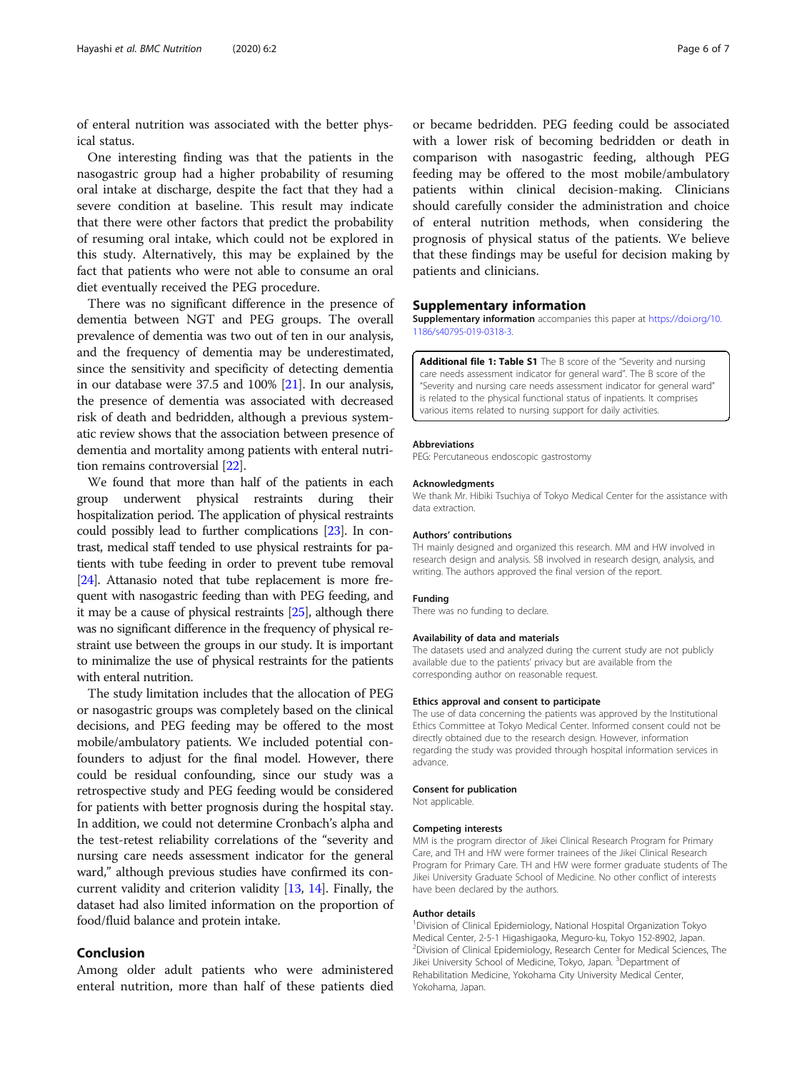of enteral nutrition was associated with the better physical status.

One interesting finding was that the patients in the nasogastric group had a higher probability of resuming oral intake at discharge, despite the fact that they had a severe condition at baseline. This result may indicate that there were other factors that predict the probability of resuming oral intake, which could not be explored in this study. Alternatively, this may be explained by the fact that patients who were not able to consume an oral diet eventually received the PEG procedure.

There was no significant difference in the presence of dementia between NGT and PEG groups. The overall prevalence of dementia was two out of ten in our analysis, and the frequency of dementia may be underestimated, since the sensitivity and specificity of detecting dementia in our database were 37.5 and 100% [21]. In our analysis, the presence of dementia was associated with decreased risk of death and bedridden, although a previous systematic review shows that the association between presence of dementia and mortality among patients with enteral nutrition remains controversial [22].

We found that more than half of the patients in each group underwent physical restraints during their hospitalization period. The application of physical restraints could possibly lead to further complications [23]. In contrast, medical staff tended to use physical restraints for patients with tube feeding in order to prevent tube removal [24]. Attanasio noted that tube replacement is more frequent with nasogastric feeding than with PEG feeding, and it may be a cause of physical restraints [25], although there was no significant difference in the frequency of physical restraint use between the groups in our study. It is important to minimalize the use of physical restraints for the patients with enteral nutrition.

The study limitation includes that the allocation of PEG or nasogastric groups was completely based on the clinical decisions, and PEG feeding may be offered to the most mobile/ambulatory patients. We included potential confounders to adjust for the final model. However, there could be residual confounding, since our study was a retrospective study and PEG feeding would be considered for patients with better prognosis during the hospital stay. In addition, we could not determine Cronbach's alpha and the test-retest reliability correlations of the "severity and nursing care needs assessment indicator for the general ward," although previous studies have confirmed its concurrent validity and criterion validity [13, 14]. Finally, the dataset had also limited information on the proportion of food/fluid balance and protein intake.

## Conclusion

Among older adult patients who were administered enteral nutrition, more than half of these patients died or became bedridden. PEG feeding could be associated with a lower risk of becoming bedridden or death in comparison with nasogastric feeding, although PEG feeding may be offered to the most mobile/ambulatory patients within clinical decision-making. Clinicians should carefully consider the administration and choice of enteral nutrition methods, when considering the prognosis of physical status of the patients. We believe that these findings may be useful for decision making by patients and clinicians.

## Supplementary information

**Supplementary information** accompanies this paper at https://doi.org/10.1186/s40795-019-0318-3.

**Additional file 1: Table S1** The B score of the "Severity and nursing care needs assessment indicator for general ward". The B score of the "Severity and nursing care needs assessment indicator for general ward" is related to the physical functional status of inpatients. It comprises various items related to nursing support for daily activities.

#### Abbreviations

PEG: Percutaneous endoscopic gastrostomy

#### Acknowledgments

We thank Mr. Hibiki Tsuchiya of Tokyo Medical Center for the assistance with data extraction.

#### Authors' contributions

TH mainly designed and organized this research. MM and HW involved in research design and analysis. SB involved in research design, analysis, and writing. The authors approved the final version of the report.

#### Funding

There was no funding to declare.

#### Availability of data and materials

The datasets used and analyzed during the current study are not publicly available due to the patients' privacy but are available from the corresponding author on reasonable request.

#### Ethics approval and consent to participate

The use of data concerning the patients was approved by the Institutional Ethics Committee at Tokyo Medical Center. Informed consent could not be directly obtained due to the research design. However, information regarding the study was provided through hospital information services in advance.

#### Consent for publication

Not applicable.

#### Competing interests

MM is the program director of Jikei Clinical Research Program for Primary Care, and TH and HW were former trainees of the Jikei Clinical Research Program for Primary Care. TH and HW were former graduate students of The Jikei University Graduate School of Medicine. No other conflict of interests have been declared by the authors.

#### Author details

[1]Division of Clinical Epidemiology, National Hospital Organization Tokyo Medical Center, 2-5-1 Higashigaoka, Meguro-ku, Tokyo 152-8902, Japan. [2]Division of Clinical Epidemiology, Research Center for Medical Sciences, The Jikei University School of Medicine, Tokyo, Japan. [3]Department of Rehabilitation Medicine, Yokohama City University Medical Center, Yokohama, Japan.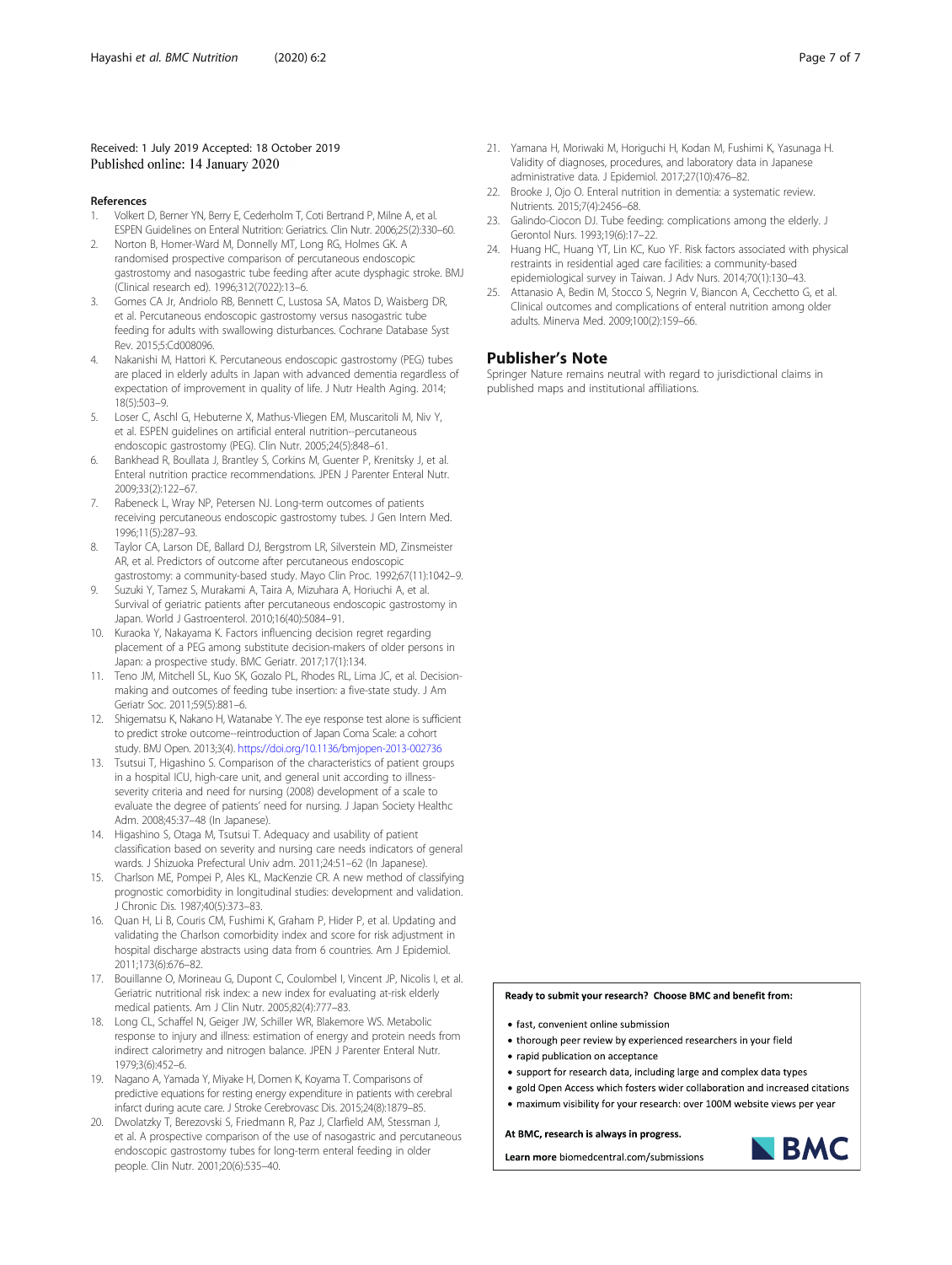Received: 1 July 2019 Accepted: 18 October 2019
Published online: 14 January 2020

## References

1. Volkert D, Berner YN, Berry E, Cederholm T, Coti Bertrand P, Milne A, et al. ESPEN Guidelines on Enteral Nutrition: Geriatrics. Clin Nutr. 2006;25(2):330–60.
2. Norton B, Homer-Ward M, Donnelly MT, Long RG, Holmes GK. A randomised prospective comparison of percutaneous endoscopic gastrostomy and nasogastric tube feeding after acute dysphagic stroke. BMJ (Clinical research ed). 1996;312(7022):13–6.
3. Gomes CA Jr, Andriolo RB, Bennett C, Lustosa SA, Matos D, Waisberg DR, et al. Percutaneous endoscopic gastrostomy versus nasogastric tube feeding for adults with swallowing disturbances. Cochrane Database Syst Rev. 2015;5:Cd008096.
4. Nakanishi M, Hattori K. Percutaneous endoscopic gastrostomy (PEG) tubes are placed in elderly adults in Japan with advanced dementia regardless of expectation of improvement in quality of life. J Nutr Health Aging. 2014; 18(5):503–9.
5. Loser C, Aschl G, Hebuterne X, Mathus-Vliegen EM, Muscaritoli M, Niv Y, et al. ESPEN guidelines on artificial enteral nutrition--percutaneous endoscopic gastrostomy (PEG). Clin Nutr. 2005;24(5):848–61.
6. Bankhead R, Boullata J, Brantley S, Corkins M, Guenter P, Krenitsky J, et al. Enteral nutrition practice recommendations. JPEN J Parenter Enteral Nutr. 2009;33(2):122–67.
7. Rabeneck L, Wray NP, Petersen NJ. Long-term outcomes of patients receiving percutaneous endoscopic gastrostomy tubes. J Gen Intern Med. 1996;11(5):287–93.
8. Taylor CA, Larson DE, Ballard DJ, Bergstrom LR, Silverstein MD, Zinsmeister AR, et al. Predictors of outcome after percutaneous endoscopic gastrostomy: a community-based study. Mayo Clin Proc. 1992;67(11):1042–9.
9. Suzuki Y, Tamez S, Murakami A, Taira A, Mizuhara A, Horiuchi A, et al. Survival of geriatric patients after percutaneous endoscopic gastrostomy in Japan. World J Gastroenterol. 2010;16(40):5084–91.
10. Kuraoka Y, Nakayama K. Factors influencing decision regret regarding placement of a PEG among substitute decision-makers of older persons in Japan: a prospective study. BMC Geriatr. 2017;17(1):134.
11. Teno JM, Mitchell SL, Kuo SK, Gozalo PL, Rhodes RL, Lima JC, et al. Decision-making and outcomes of feeding tube insertion: a five-state study. J Am Geriatr Soc. 2011;59(5):881–6.
12. Shigematsu K, Nakano H, Watanabe Y. The eye response test alone is sufficient to predict stroke outcome--reintroduction of Japan Coma Scale: a cohort study. BMJ Open. 2013;3(4). https://doi.org/10.1136/bmjopen-2013-002736
13. Tsutsui T, Higashino S. Comparison of the characteristics of patient groups in a hospital ICU, high-care unit, and general unit according to illness-severity criteria and need for nursing (2008) development of a scale to evaluate the degree of patients' need for nursing. J Japan Society Healthc Adm. 2008;45:37–48 (In Japanese).
14. Higashino S, Otaga M, Tsutsui T. Adequacy and usability of patient classification based on severity and nursing care needs indicators of general wards. J Shizuoka Prefectural Univ adm. 2011;24:51–62 (In Japanese).
15. Charlson ME, Pompei P, Ales KL, MacKenzie CR. A new method of classifying prognostic comorbidity in longitudinal studies: development and validation. J Chronic Dis. 1987;40(5):373–83.
16. Quan H, Li B, Couris CM, Fushimi K, Graham P, Hider P, et al. Updating and validating the Charlson comorbidity index and score for risk adjustment in hospital discharge abstracts using data from 6 countries. Am J Epidemiol. 2011;173(6):676–82.
17. Bouillanne O, Morineau G, Dupont C, Coulombel I, Vincent JP, Nicolis I, et al. Geriatric nutritional risk index: a new index for evaluating at-risk elderly medical patients. Am J Clin Nutr. 2005;82(4):777–83.
18. Long CL, Schaffel N, Geiger JW, Schiller WR, Blakemore WS. Metabolic response to injury and illness: estimation of energy and protein needs from indirect calorimetry and nitrogen balance. JPEN J Parenter Enteral Nutr. 1979;3(6):452–6.
19. Nagano A, Yamada Y, Miyake H, Domen K, Koyama T. Comparisons of predictive equations for resting energy expenditure in patients with cerebral infarct during acute care. J Stroke Cerebrovasc Dis. 2015;24(8):1879–85.
20. Dwolatzky T, Berezovski S, Friedmann R, Paz J, Clarfield AM, Stessman J, et al. A prospective comparison of the use of nasogastric and percutaneous endoscopic gastrostomy tubes for long-term enteral feeding in older people. Clin Nutr. 2001;20(6):535–40.
21. Yamana H, Moriwaki M, Horiguchi H, Kodan M, Fushimi K, Yasunaga H. Validity of diagnoses, procedures, and laboratory data in Japanese administrative data. J Epidemiol. 2017;27(10):476–82.
22. Brooke J, Ojo O. Enteral nutrition in dementia: a systematic review. Nutrients. 2015;7(4):2456–68.
23. Galindo-Ciocon DJ. Tube feeding: complications among the elderly. J Gerontol Nurs. 1993;19(6):17–22.
24. Huang HC, Huang YT, Lin KC, Kuo YF. Risk factors associated with physical restraints in residential aged care facilities: a community-based epidemiological survey in Taiwan. J Adv Nurs. 2014;70(1):130–43.
25. Attanasio A, Bedin M, Stocco S, Negrin V, Biancon A, Cecchetto G, et al. Clinical outcomes and complications of enteral nutrition among older adults. Minerva Med. 2009;100(2):159–66.

## Publisher's Note

Springer Nature remains neutral with regard to jurisdictional claims in published maps and institutional affiliations.

**Ready to submit your research? Choose BMC and benefit from:**

- fast, convenient online submission
- thorough peer review by experienced researchers in your field
- rapid publication on acceptance
- support for research data, including large and complex data types
- gold Open Access which fosters wider collaboration and increased citations
- maximum visibility for your research: over 100M website views per year

**At BMC, research is always in progress.**

**Learn more** biomedcentral.com/submissions